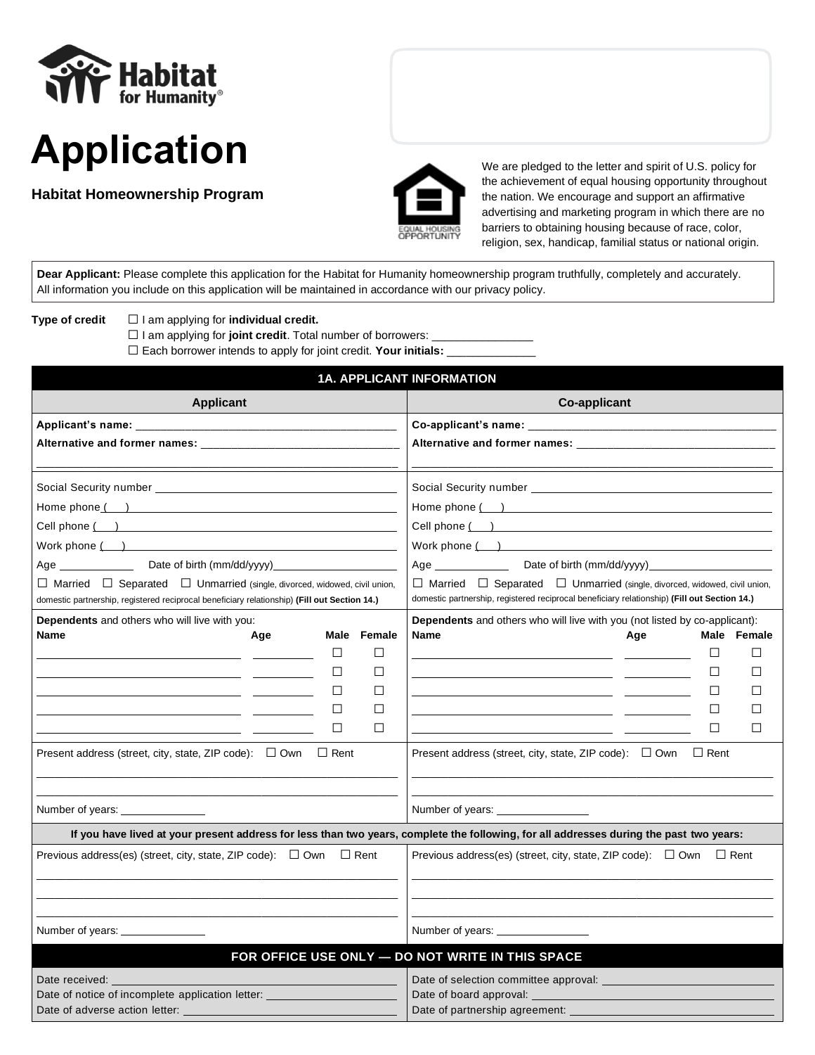Habitat for Humanity®

# Application

**Habitat Homeownership Program**

EQUAL HOUSING OPPORTUNITY

We are pledged to the letter and spirit of U.S. policy for the achievement of equal housing opportunity throughout the nation. We encourage and support an affirmative advertising and marketing program in which there are no barriers to obtaining housing because of race, color, religion, sex, handicap, familial status or national origin.

**Dear Applicant:** Please complete this application for the Habitat for Humanity homeownership program truthfully, completely and accurately. All information you include on this application will be maintained in accordance with our privacy policy.

**Type of credit**
- ☐ I am applying for **individual credit.**
- ☐ I am applying for **joint credit**. Total number of borrowers: _______________
- ☐ Each borrower intends to apply for joint credit. **Your initials:** _____________

## 1A. APPLICANT INFORMATION

| Applicant | Co-applicant |
|---|---|
| **Applicant's name:** ________________ | **Co-applicant's name:** ________________ |
| **Alternative and former names:** ________________ | **Alternative and former names:** ________________ |
| Social Security number ________________ | Social Security number ________________ |
| Home phone (   ) ________________ | Home phone (   ) ________________ |
| Cell phone (   ) ________________ | Cell phone (   ) ________________ |
| Work phone (   ) ________________ | Work phone (   ) ________________ |
| Age ________ Date of birth (mm/dd/yyyy)________ | Age ________ Date of birth (mm/dd/yyyy)________ |
| ☐ Married ☐ Separated ☐ Unmarried (single, divorced, widowed, civil union, domestic partnership, registered reciprocal beneficiary relationship) **(Fill out Section 14.)** | ☐ Married ☐ Separated ☐ Unmarried (single, divorced, widowed, civil union, domestic partnership, registered reciprocal beneficiary relationship) **(Fill out Section 14.)** |

**Dependents** and others who will live with you:

| Name | Age | Male | Female |
|---|---|---|---|
| | | ☐ | ☐ |
| | | ☐ | ☐ |
| | | ☐ | ☐ |
| | | ☐ | ☐ |
| | | ☐ | ☐ |

**Dependents** and others who will live with you (not listed by co-applicant):

| Name | Age | Male | Female |
|---|---|---|---|
| | | ☐ | ☐ |
| | | ☐ | ☐ |
| | | ☐ | ☐ |
| | | ☐ | ☐ |
| | | ☐ | ☐ |

| Applicant | Co-applicant |
|---|---|
| Present address (street, city, state, ZIP code): ☐ Own ☐ Rent | Present address (street, city, state, ZIP code): ☐ Own ☐ Rent |
| Number of years: __________ | Number of years: __________ |

**If you have lived at your present address for less than two years, complete the following, for all addresses during the past two years:**

| Applicant | Co-applicant |
|---|---|
| Previous address(es) (street, city, state, ZIP code): ☐ Own ☐ Rent | Previous address(es) (street, city, state, ZIP code): ☐ Own ☐ Rent |
| Number of years: __________ | Number of years: __________ |

## FOR OFFICE USE ONLY — DO NOT WRITE IN THIS SPACE

| | |
|---|---|
| Date received: ________________ | Date of selection committee approval: ________________ |
| Date of notice of incomplete application letter: ________________ | Date of board approval: ________________ |
| Date of adverse action letter: ________________ | Date of partnership agreement: ________________ |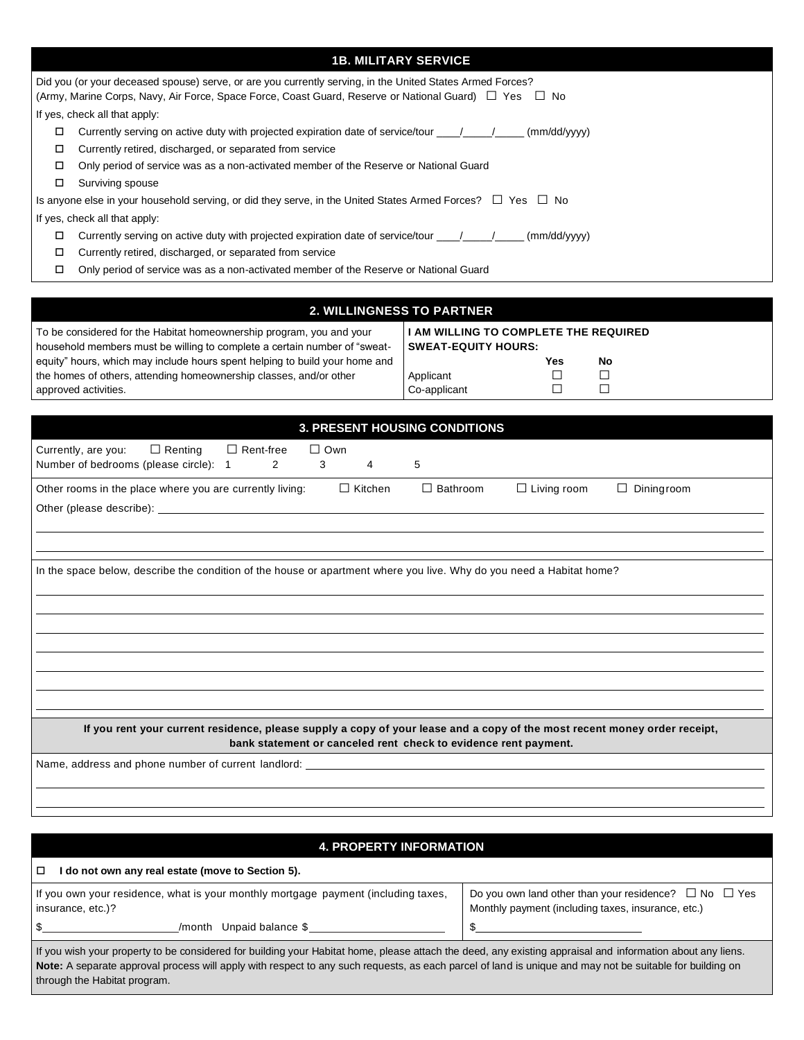## 1B. MILITARY SERVICE

Did you (or your deceased spouse) serve, or are you currently serving, in the United States Armed Forces?
(Army, Marine Corps, Navy, Air Force, Space Force, Coast Guard, Reserve or National Guard) ☐ Yes ☐ No

If yes, check all that apply:

- ☐ Currently serving on active duty with projected expiration date of service/tour ____/_____/_____ (mm/dd/yyyy)
- ☐ Currently retired, discharged, or separated from service
- ☐ Only period of service was as a non-activated member of the Reserve or National Guard
- ☐ Surviving spouse

Is anyone else in your household serving, or did they serve, in the United States Armed Forces? ☐ Yes ☐ No

If yes, check all that apply:

- ☐ Currently serving on active duty with projected expiration date of service/tour ____/_____/_____ (mm/dd/yyyy)
- ☐ Currently retired, discharged, or separated from service
- ☐ Only period of service was as a non-activated member of the Reserve or National Guard

## 2. WILLINGNESS TO PARTNER

To be considered for the Habitat homeownership program, you and your household members must be willing to complete a certain number of "sweat-equity" hours, which may include hours spent helping to build your home and the homes of others, attending homeownership classes, and/or other approved activities.

**I AM WILLING TO COMPLETE THE REQUIRED SWEAT-EQUITY HOURS:**

| | Yes | No |
|---|---|---|
| Applicant | ☐ | ☐ |
| Co-applicant | ☐ | ☐ |

## 3. PRESENT HOUSING CONDITIONS

Currently, are you: ☐ Renting ☐ Rent-free ☐ Own

Number of bedrooms (please circle): 1 2 3 4 5

Other rooms in the place where you are currently living: ☐ Kitchen ☐ Bathroom ☐ Living room ☐ Diningroom

Other (please describe): ____________________________________________

____________________________________________

____________________________________________

In the space below, describe the condition of the house or apartment where you live. Why do you need a Habitat home?

____________________________________________

____________________________________________

____________________________________________

____________________________________________

____________________________________________

____________________________________________

____________________________________________

**If you rent your current residence, please supply a copy of your lease and a copy of the most recent money order receipt, bank statement or canceled rent check to evidence rent payment.**

Name, address and phone number of current landlord: ____________________________________________

____________________________________________

____________________________________________

## 4. PROPERTY INFORMATION

☐ **I do not own any real estate (move to Section 5).**

If you own your residence, what is your monthly mortgage payment (including taxes, insurance, etc.)?

$______________________/month Unpaid balance $______________________

Do you own land other than your residence? ☐ No ☐ Yes
Monthly payment (including taxes, insurance, etc.)

$______________________

If you wish your property to be considered for building your Habitat home, please attach the deed, any existing appraisal and information about any liens. **Note:** A separate approval process will apply with respect to any such requests, as each parcel of land is unique and may not be suitable for building on through the Habitat program.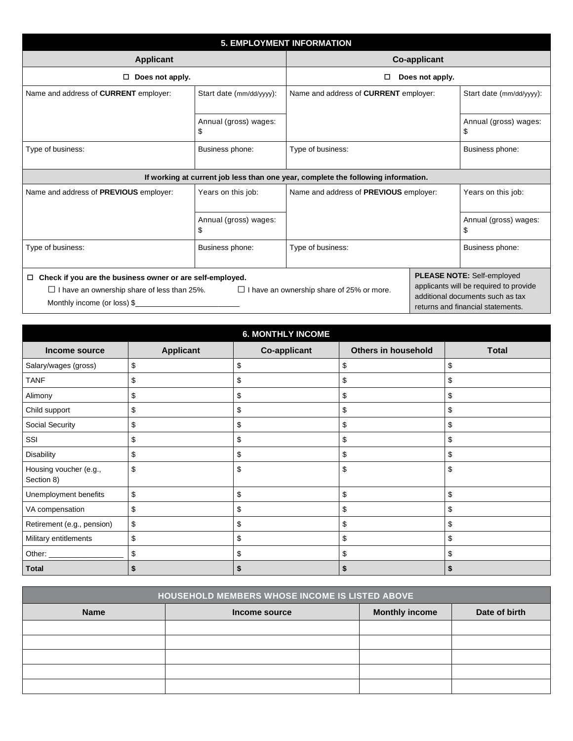## 5. EMPLOYMENT INFORMATION

| Applicant | | Co-applicant | |
|---|---|---|---|
| ☐ Does not apply. | | ☐ Does not apply. | |
| Name and address of **CURRENT** employer: | Start date (mm/dd/yyyy): | Name and address of **CURRENT** employer: | Start date (mm/dd/yyyy): |
| | Annual (gross) wages: $ | | Annual (gross) wages: $ |
| Type of business: | Business phone: | Type of business: | Business phone: |
| **If working at current job less than one year, complete the following information.** | | | |
| Name and address of **PREVIOUS** employer: | Years on this job: | Name and address of **PREVIOUS** employer: | Years on this job: |
| | Annual (gross) wages: $ | | Annual (gross) wages: $ |
| Type of business: | Business phone: | Type of business: | Business phone: |

☐ **Check if you are the business owner or are self-employed.**

☐ I have an ownership share of less than 25%. ☐ I have an ownership share of 25% or more.

Monthly income (or loss) $_________________________

**PLEASE NOTE:** Self-employed applicants will be required to provide additional documents such as tax returns and financial statements.

## 6. MONTHLY INCOME

| Income source | Applicant | Co-applicant | Others in household | Total |
|---|---|---|---|---|
| Salary/wages (gross) | $ | $ | $ | $ |
| TANF | $ | $ | $ | $ |
| Alimony | $ | $ | $ | $ |
| Child support | $ | $ | $ | $ |
| Social Security | $ | $ | $ | $ |
| SSI | $ | $ | $ | $ |
| Disability | $ | $ | $ | $ |
| Housing voucher (e.g., Section 8) | $ | $ | $ | $ |
| Unemployment benefits | $ | $ | $ | $ |
| VA compensation | $ | $ | $ | $ |
| Retirement (e.g., pension) | $ | $ | $ | $ |
| Military entitlements | $ | $ | $ | $ |
| Other: _________________ | $ | $ | $ | $ |
| **Total** | **$** | **$** | **$** | **$** |

## HOUSEHOLD MEMBERS WHOSE INCOME IS LISTED ABOVE

| Name | Income source | Monthly income | Date of birth |
|---|---|---|---|
| | | | |
| | | | |
| | | | |
| | | | |
| | | | |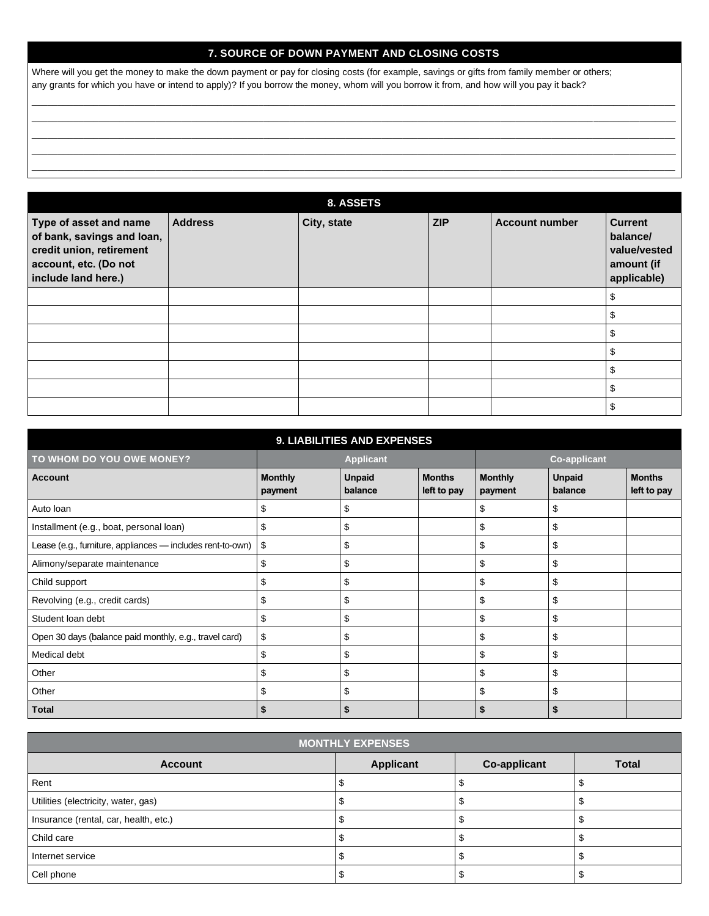## 7. SOURCE OF DOWN PAYMENT AND CLOSING COSTS

Where will you get the money to make the down payment or pay for closing costs (for example, savings or gifts from family member or others; any grants for which you have or intend to apply)? If you borrow the money, whom will you borrow it from, and how will you pay it back?

\_\_\_\_\_\_\_\_\_\_\_\_\_\_\_\_\_\_\_\_\_\_\_\_\_\_\_\_\_\_\_\_\_\_\_\_\_\_\_\_\_\_\_\_\_\_\_\_\_\_\_\_\_\_\_\_\_\_\_\_\_\_\_\_\_\_\_\_\_\_\_\_\_\_\_\_\_\_

\_\_\_\_\_\_\_\_\_\_\_\_\_\_\_\_\_\_\_\_\_\_\_\_\_\_\_\_\_\_\_\_\_\_\_\_\_\_\_\_\_\_\_\_\_\_\_\_\_\_\_\_\_\_\_\_\_\_\_\_\_\_\_\_\_\_\_\_\_\_\_\_\_\_\_\_\_\_

\_\_\_\_\_\_\_\_\_\_\_\_\_\_\_\_\_\_\_\_\_\_\_\_\_\_\_\_\_\_\_\_\_\_\_\_\_\_\_\_\_\_\_\_\_\_\_\_\_\_\_\_\_\_\_\_\_\_\_\_\_\_\_\_\_\_\_\_\_\_\_\_\_\_\_\_\_\_

\_\_\_\_\_\_\_\_\_\_\_\_\_\_\_\_\_\_\_\_\_\_\_\_\_\_\_\_\_\_\_\_\_\_\_\_\_\_\_\_\_\_\_\_\_\_\_\_\_\_\_\_\_\_\_\_\_\_\_\_\_\_\_\_\_\_\_\_\_\_\_\_\_\_\_\_\_\_

\_\_\_\_\_\_\_\_\_\_\_\_\_\_\_\_\_\_\_\_\_\_\_\_\_\_\_\_\_\_\_\_\_\_\_\_\_\_\_\_\_\_\_\_\_\_\_\_\_\_\_\_\_\_\_\_\_\_\_\_\_\_\_\_\_\_\_\_\_\_\_\_\_\_\_\_\_\_

## 8. ASSETS

| Type of asset and name of bank, savings and loan, credit union, retirement account, etc. (Do not include land here.) | Address | City, state | ZIP | Account number | Current balance/ value/vested amount (if applicable) |
|---|---|---|---|---|---|
| | | | | | $ |
| | | | | | $ |
| | | | | | $ |
| | | | | | $ |
| | | | | | $ |
| | | | | | $ |
| | | | | | $ |

## 9. LIABILITIES AND EXPENSES

| TO WHOM DO YOU OWE MONEY? | Applicant | | | Co-applicant | | |
|---|---|---|---|---|---|---|
| **Account** | **Monthly payment** | **Unpaid balance** | **Months left to pay** | **Monthly payment** | **Unpaid balance** | **Months left to pay** |
| Auto loan | $ | $ | | $ | $ | |
| Installment (e.g., boat, personal loan) | $ | $ | | $ | $ | |
| Lease (e.g., furniture, appliances — includes rent-to-own) | $ | $ | | $ | $ | |
| Alimony/separate maintenance | $ | $ | | $ | $ | |
| Child support | $ | $ | | $ | $ | |
| Revolving (e.g., credit cards) | $ | $ | | $ | $ | |
| Student loan debt | $ | $ | | $ | $ | |
| Open 30 days (balance paid monthly, e.g., travel card) | $ | $ | | $ | $ | |
| Medical debt | $ | $ | | $ | $ | |
| Other | $ | $ | | $ | $ | |
| Other | $ | $ | | $ | $ | |
| **Total** | **$** | **$** | | **$** | **$** | |

### MONTHLY EXPENSES

| Account | Applicant | Co-applicant | Total |
|---|---|---|---|
| Rent | $ | $ | $ |
| Utilities (electricity, water, gas) | $ | $ | $ |
| Insurance (rental, car, health, etc.) | $ | $ | $ |
| Child care | $ | $ | $ |
| Internet service | $ | $ | $ |
| Cell phone | $ | $ | $ |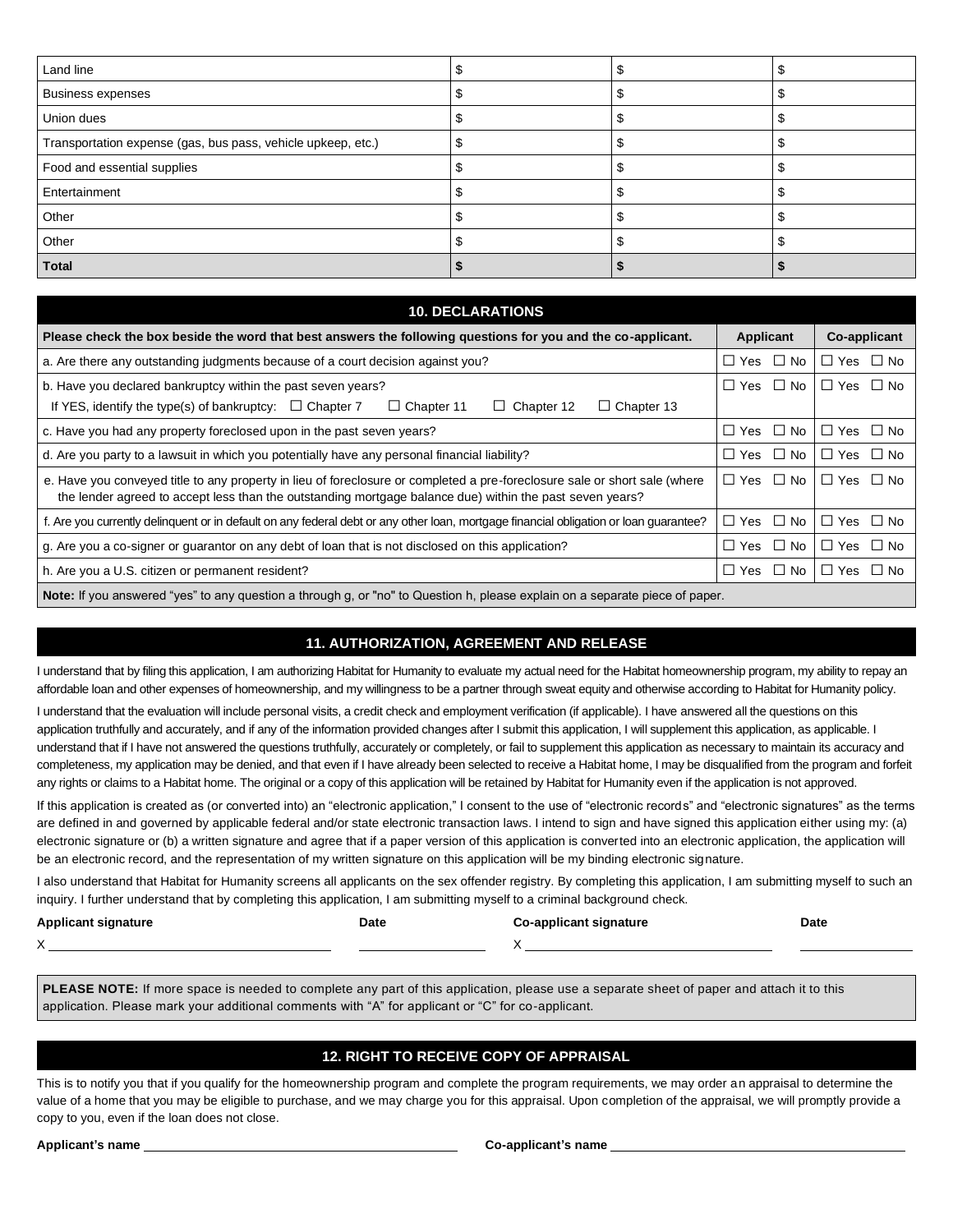| | | | |
|---|---|---|---|
| Land line | $ | $ | $ |
| Business expenses | $ | $ | $ |
| Union dues | $ | $ | $ |
| Transportation expense (gas, bus pass, vehicle upkeep, etc.) | $ | $ | $ |
| Food and essential supplies | $ | $ | $ |
| Entertainment | $ | $ | $ |
| Other | $ | $ | $ |
| Other | $ | $ | $ |
| **Total** | **$** | **$** | **$** |

## 10. DECLARATIONS

| **Please check the box beside the word that best answers the following questions for you and the co-applicant.** | **Applicant** | **Co-applicant** |
|---|---|---|
| a. Are there any outstanding judgments because of a court decision against you? | ☐ Yes ☐ No | ☐ Yes ☐ No |
| b. Have you declared bankruptcy within the past seven years? If YES, identify the type(s) of bankruptcy: ☐ Chapter 7 ☐ Chapter 11 ☐ Chapter 12 ☐ Chapter 13 | ☐ Yes ☐ No | ☐ Yes ☐ No |
| c. Have you had any property foreclosed upon in the past seven years? | ☐ Yes ☐ No | ☐ Yes ☐ No |
| d. Are you party to a lawsuit in which you potentially have any personal financial liability? | ☐ Yes ☐ No | ☐ Yes ☐ No |
| e. Have you conveyed title to any property in lieu of foreclosure or completed a pre-foreclosure sale or short sale (where the lender agreed to accept less than the outstanding mortgage balance due) within the past seven years? | ☐ Yes ☐ No | ☐ Yes ☐ No |
| f. Are you currently delinquent or in default on any federal debt or any other loan, mortgage financial obligation or loan guarantee? | ☐ Yes ☐ No | ☐ Yes ☐ No |
| g. Are you a co-signer or guarantor on any debt of loan that is not disclosed on this application? | ☐ Yes ☐ No | ☐ Yes ☐ No |
| h. Are you a U.S. citizen or permanent resident? | ☐ Yes ☐ No | ☐ Yes ☐ No |

**Note:** If you answered "yes" to any question a through g, or "no" to Question h, please explain on a separate piece of paper.

## 11. AUTHORIZATION, AGREEMENT AND RELEASE

I understand that by filing this application, I am authorizing Habitat for Humanity to evaluate my actual need for the Habitat homeownership program, my ability to repay an affordable loan and other expenses of homeownership, and my willingness to be a partner through sweat equity and otherwise according to Habitat for Humanity policy.

I understand that the evaluation will include personal visits, a credit check and employment verification (if applicable). I have answered all the questions on this application truthfully and accurately, and if any of the information provided changes after I submit this application, I will supplement this application, as applicable. I understand that if I have not answered the questions truthfully, accurately or completely, or fail to supplement this application as necessary to maintain its accuracy and completeness, my application may be denied, and that even if I have already been selected to receive a Habitat home, I may be disqualified from the program and forfeit any rights or claims to a Habitat home. The original or a copy of this application will be retained by Habitat for Humanity even if the application is not approved.

If this application is created as (or converted into) an "electronic application," I consent to the use of "electronic records" and "electronic signatures" as the terms are defined in and governed by applicable federal and/or state electronic transaction laws. I intend to sign and have signed this application either using my: (a) electronic signature or (b) a written signature and agree that if a paper version of this application is converted into an electronic application, the application will be an electronic record, and the representation of my written signature on this application will be my binding electronic signature.

I also understand that Habitat for Humanity screens all applicants on the sex offender registry. By completing this application, I am submitting myself to such an inquiry. I further understand that by completing this application, I am submitting myself to a criminal background check.

| **Applicant signature** | **Date** | **Co-applicant signature** | **Date** |
|---|---|---|---|
| X ______________________ | __________ | X ______________________ | __________ |

**PLEASE NOTE:** If more space is needed to complete any part of this application, please use a separate sheet of paper and attach it to this application. Please mark your additional comments with "A" for applicant or "C" for co-applicant.

## 12. RIGHT TO RECEIVE COPY OF APPRAISAL

This is to notify you that if you qualify for the homeownership program and complete the program requirements, we may order an appraisal to determine the value of a home that you may be eligible to purchase, and we may charge you for this appraisal. Upon completion of the appraisal, we will promptly provide a copy to you, even if the loan does not close.

**Applicant's name** ______________________ **Co-applicant's name** ______________________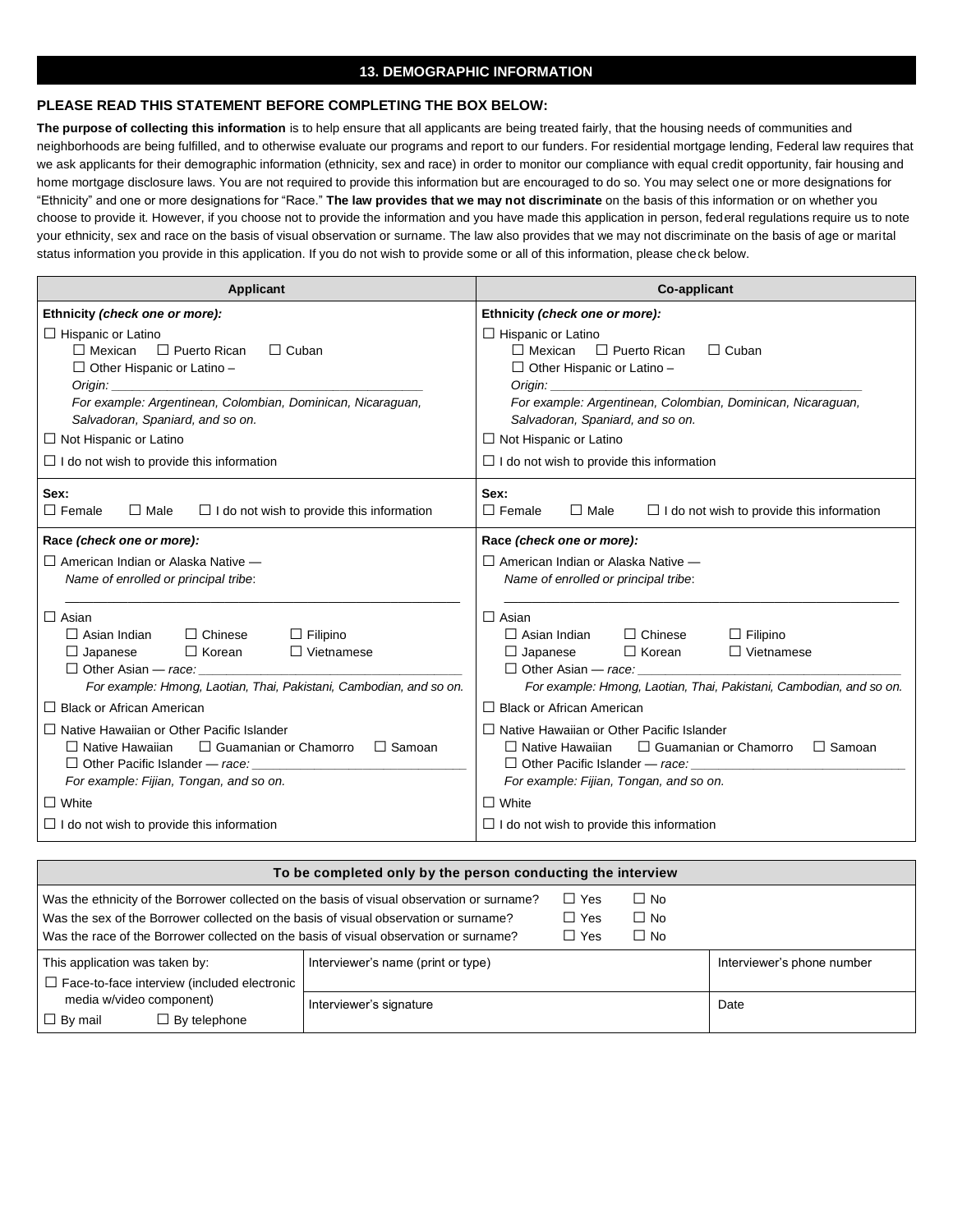## 13. DEMOGRAPHIC INFORMATION

**PLEASE READ THIS STATEMENT BEFORE COMPLETING THE BOX BELOW:**

**The purpose of collecting this information** is to help ensure that all applicants are being treated fairly, that the housing needs of communities and neighborhoods are being fulfilled, and to otherwise evaluate our programs and report to our funders. For residential mortgage lending, Federal law requires that we ask applicants for their demographic information (ethnicity, sex and race) in order to monitor our compliance with equal credit opportunity, fair housing and home mortgage disclosure laws. You are not required to provide this information but are encouraged to do so. You may select one or more designations for "Ethnicity" and one or more designations for "Race." **The law provides that we may not discriminate** on the basis of this information or on whether you choose to provide it. However, if you choose not to provide the information and you have made this application in person, federal regulations require us to note your ethnicity, sex and race on the basis of visual observation or surname. The law also provides that we may not discriminate on the basis of age or marital status information you provide in this application. If you do not wish to provide some or all of this information, please check below.

| Applicant | Co-applicant |
|---|---|
| **Ethnicity** ***(check one or more):***<br>☐ Hispanic or Latino<br>☐ Mexican ☐ Puerto Rican ☐ Cuban<br>☐ Other Hispanic or Latino –<br>*Origin:* ______________________<br>*For example: Argentinean, Colombian, Dominican, Nicaraguan, Salvadoran, Spaniard, and so on.*<br>☐ Not Hispanic or Latino<br>☐ I do not wish to provide this information | **Ethnicity** ***(check one or more):***<br>☐ Hispanic or Latino<br>☐ Mexican ☐ Puerto Rican ☐ Cuban<br>☐ Other Hispanic or Latino –<br>*Origin:* ______________________<br>*For example: Argentinean, Colombian, Dominican, Nicaraguan, Salvadoran, Spaniard, and so on.*<br>☐ Not Hispanic or Latino<br>☐ I do not wish to provide this information |
| **Sex:**<br>☐ Female ☐ Male ☐ I do not wish to provide this information | **Sex:**<br>☐ Female ☐ Male ☐ I do not wish to provide this information |
| **Race** ***(check one or more):***<br>☐ American Indian or Alaska Native —<br>*Name of enrolled or principal tribe*:<br>______________________<br>☐ Asian<br>☐ Asian Indian ☐ Chinese ☐ Filipino<br>☐ Japanese ☐ Korean ☐ Vietnamese<br>☐ Other Asian — *race:* ______________________<br>*For example: Hmong, Laotian, Thai, Pakistani, Cambodian, and so on.*<br>☐ Black or African American<br>☐ Native Hawaiian or Other Pacific Islander<br>☐ Native Hawaiian ☐ Guamanian or Chamorro ☐ Samoan<br>☐ Other Pacific Islander — *race:* ______________________<br>*For example: Fijian, Tongan, and so on.*<br>☐ White<br>☐ I do not wish to provide this information | **Race** ***(check one or more):***<br>☐ American Indian or Alaska Native —<br>*Name of enrolled or principal tribe*:<br>______________________<br>☐ Asian<br>☐ Asian Indian ☐ Chinese ☐ Filipino<br>☐ Japanese ☐ Korean ☐ Vietnamese<br>☐ Other Asian — *race:* ______________________<br>*For example: Hmong, Laotian, Thai, Pakistani, Cambodian, and so on.*<br>☐ Black or African American<br>☐ Native Hawaiian or Other Pacific Islander<br>☐ Native Hawaiian ☐ Guamanian or Chamorro ☐ Samoan<br>☐ Other Pacific Islander — *race:* ______________________<br>*For example: Fijian, Tongan, and so on.*<br>☐ White<br>☐ I do not wish to provide this information |

**To be completed only by the person conducting the interview**

| | | |
|---|---|---|
| Was the ethnicity of the Borrower collected on the basis of visual observation or surname? | ☐ Yes | ☐ No |
| Was the sex of the Borrower collected on the basis of visual observation or surname? | ☐ Yes | ☐ No |
| Was the race of the Borrower collected on the basis of visual observation or surname? | ☐ Yes | ☐ No |

| This application was taken by: | Interviewer's name (print or type) | Interviewer's phone number |
|---|---|---|
| ☐ Face-to-face interview (included electronic media w/video component)<br>☐ By mail ☐ By telephone | Interviewer's signature | Date |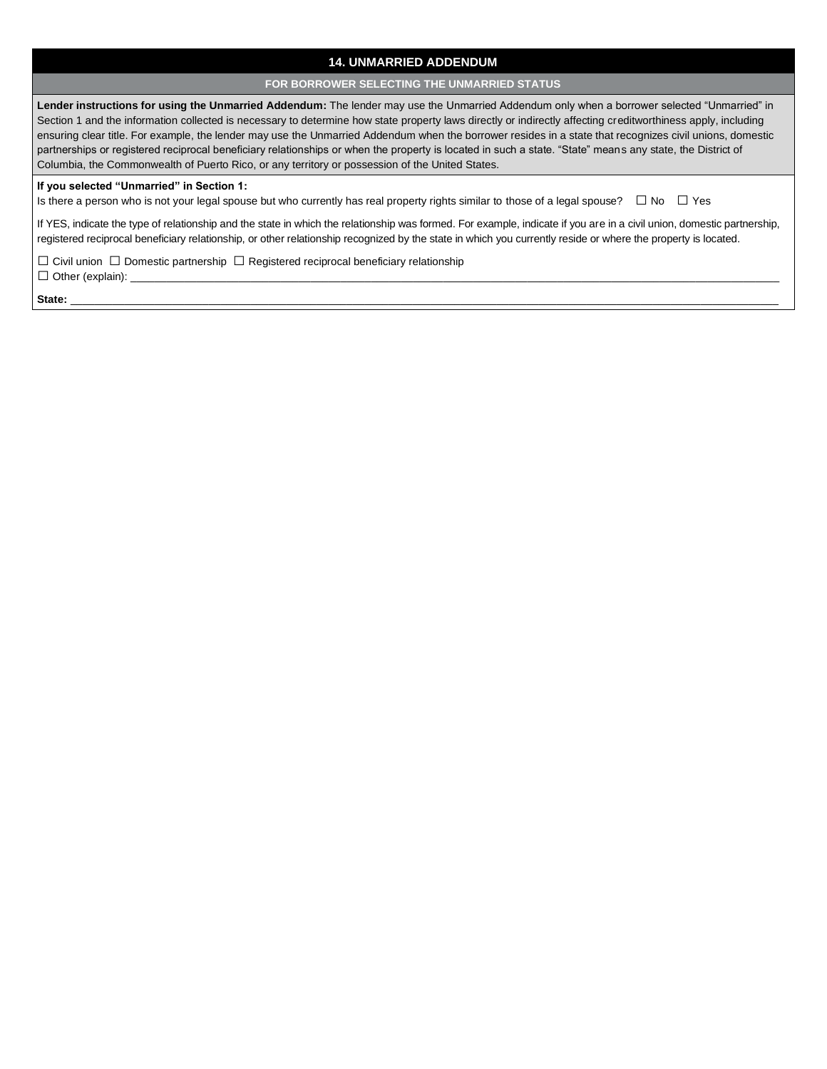## 14. UNMARRIED ADDENDUM

### FOR BORROWER SELECTING THE UNMARRIED STATUS

**Lender instructions for using the Unmarried Addendum:** The lender may use the Unmarried Addendum only when a borrower selected "Unmarried" in Section 1 and the information collected is necessary to determine how state property laws directly or indirectly affecting creditworthiness apply, including ensuring clear title. For example, the lender may use the Unmarried Addendum when the borrower resides in a state that recognizes civil unions, domestic partnerships or registered reciprocal beneficiary relationships or when the property is located in such a state. "State" means any state, the District of Columbia, the Commonwealth of Puerto Rico, or any territory or possession of the United States.

**If you selected "Unmarried" in Section 1:**
Is there a person who is not your legal spouse but who currently has real property rights similar to those of a legal spouse? ☐ No ☐ Yes

If YES, indicate the type of relationship and the state in which the relationship was formed. For example, indicate if you are in a civil union, domestic partnership, registered reciprocal beneficiary relationship, or other relationship recognized by the state in which you currently reside or where the property is located.

☐ Civil union ☐ Domestic partnership ☐ Registered reciprocal beneficiary relationship
☐ Other (explain): ______________________________

**State:** ______________________________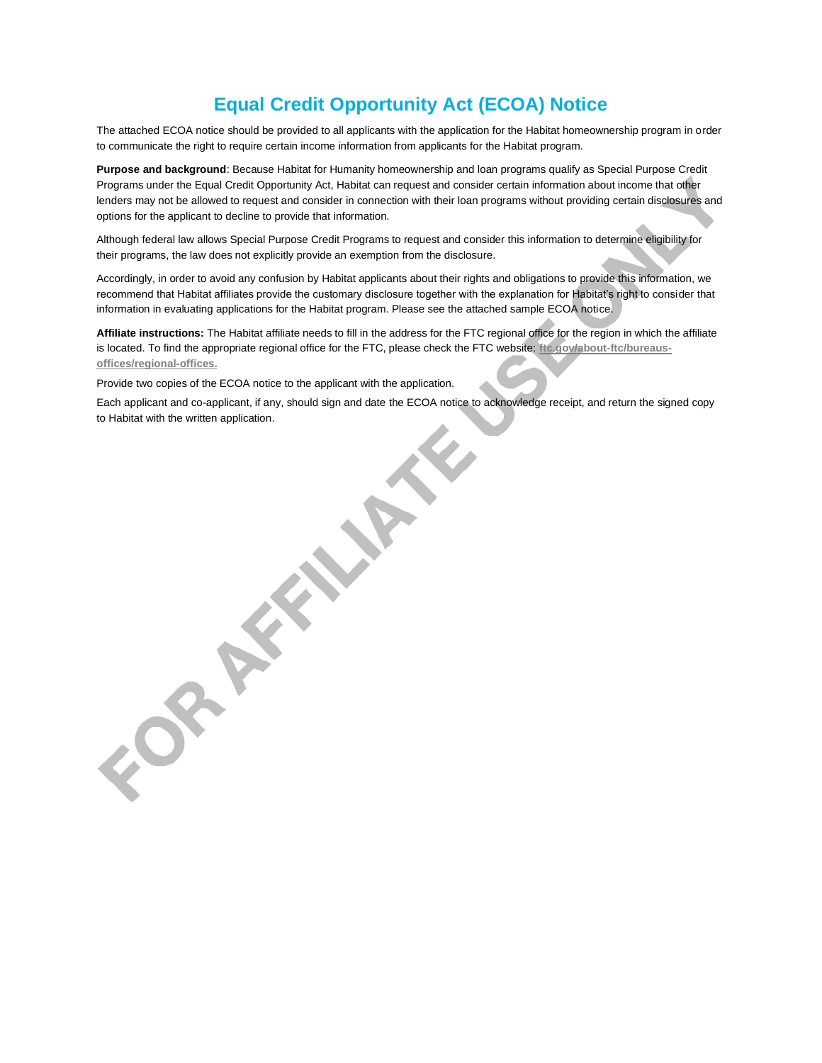# Equal Credit Opportunity Act (ECOA) Notice

The attached ECOA notice should be provided to all applicants with the application for the Habitat homeownership program in order to communicate the right to require certain income information from applicants for the Habitat program.

**Purpose and background**: Because Habitat for Humanity homeownership and loan programs qualify as Special Purpose Credit Programs under the Equal Credit Opportunity Act, Habitat can request and consider certain information about income that other lenders may not be allowed to request and consider in connection with their loan programs without providing certain disclosures and options for the applicant to decline to provide that information.

Although federal law allows Special Purpose Credit Programs to request and consider this information to determine eligibility for their programs, the law does not explicitly provide an exemption from the disclosure.

Accordingly, in order to avoid any confusion by Habitat applicants about their rights and obligations to provide this information, we recommend that Habitat affiliates provide the customary disclosure together with the explanation for Habitat's right to consider that information in evaluating applications for the Habitat program. Please see the attached sample ECOA notice.

**Affiliate instructions:** The Habitat affiliate needs to fill in the address for the FTC regional office for the region in which the affiliate is located. To find the appropriate regional office for the FTC, please check the FTC website: **ftc.gov/about-ftc/bureaus-offices/regional-offices.**

Provide two copies of the ECOA notice to the applicant with the application.

Each applicant and co-applicant, if any, should sign and date the ECOA notice to acknowledge receipt, and return the signed copy to Habitat with the written application.

FOR AFFILIATE USE ONLY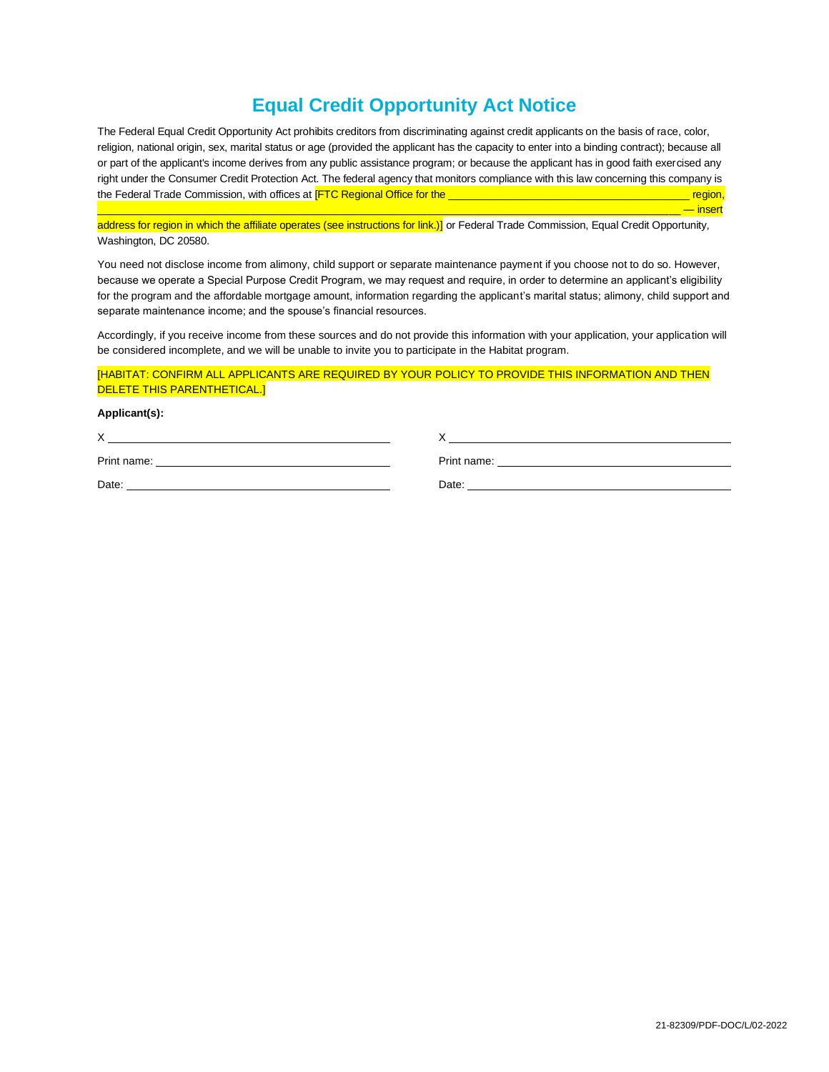# Equal Credit Opportunity Act Notice

The Federal Equal Credit Opportunity Act prohibits creditors from discriminating against credit applicants on the basis of race, color, religion, national origin, sex, marital status or age (provided the applicant has the capacity to enter into a binding contract); because all or part of the applicant's income derives from any public assistance program; or because the applicant has in good faith exercised any right under the Consumer Credit Protection Act. The federal agency that monitors compliance with this law concerning this company is the Federal Trade Commission, with offices at [FTC Regional Office for the ______________________________ region, ________________________________________________________________ — insert address for region in which the affiliate operates (see instructions for link.)] or Federal Trade Commission, Equal Credit Opportunity, Washington, DC 20580.

You need not disclose income from alimony, child support or separate maintenance payment if you choose not to do so. However, because we operate a Special Purpose Credit Program, we may request and require, in order to determine an applicant's eligibility for the program and the affordable mortgage amount, information regarding the applicant's marital status; alimony, child support and separate maintenance income; and the spouse's financial resources.

Accordingly, if you receive income from these sources and do not provide this information with your application, your application will be considered incomplete, and we will be unable to invite you to participate in the Habitat program.

[HABITAT: CONFIRM ALL APPLICANTS ARE REQUIRED BY YOUR POLICY TO PROVIDE THIS INFORMATION AND THEN DELETE THIS PARENTHETICAL.]

**Applicant(s):**

X ______________________________

Print name: ______________________________

Date: ______________________________

X ______________________________

Print name: ______________________________

Date: ______________________________

21-82309/PDF-DOC/L/02-2022